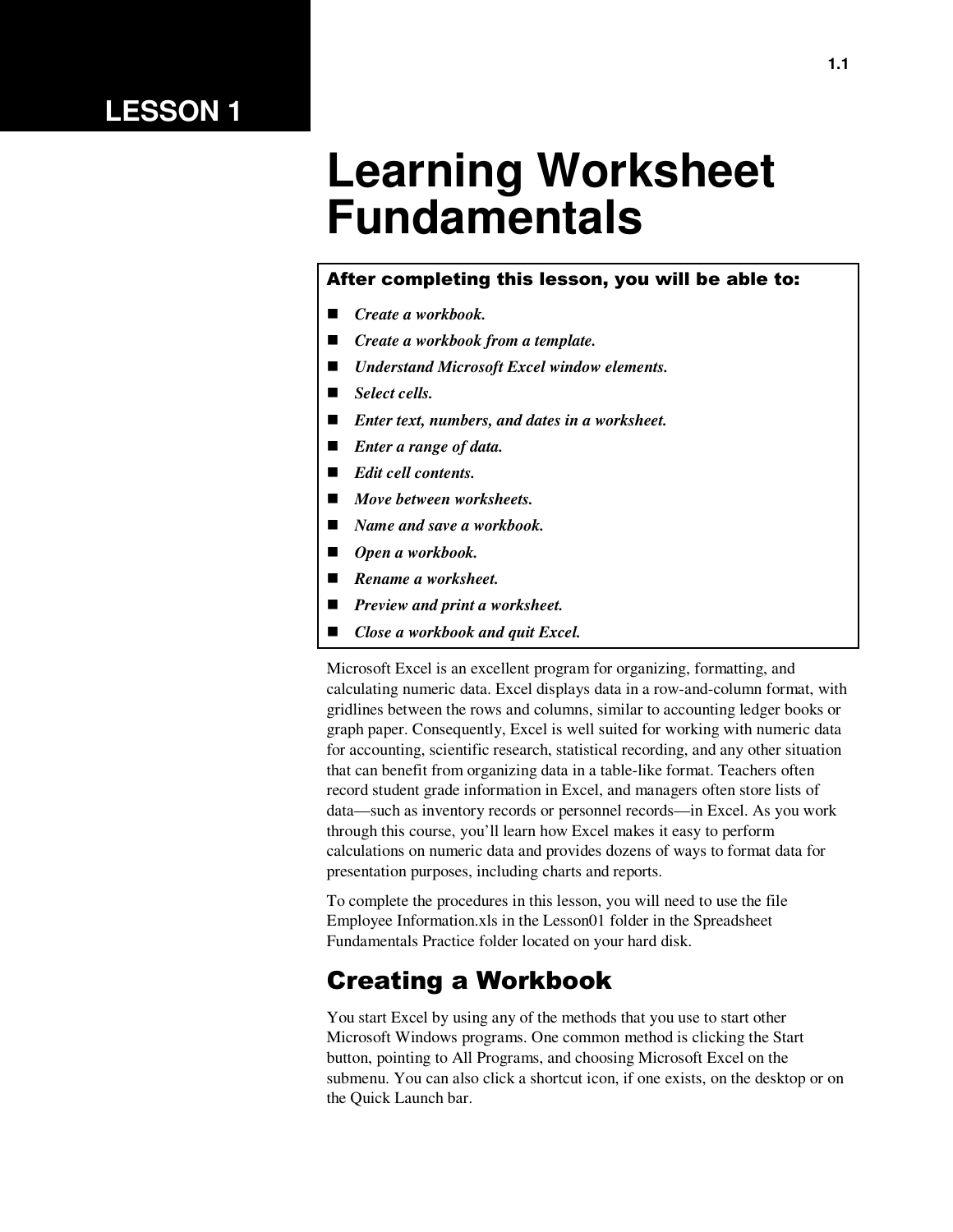LESSON 1

# Learning Worksheet Fundamentals

**After completing this lesson, you will be able to:**

- ***Create a workbook.***
- ***Create a workbook from a template.***
- ***Understand Microsoft Excel window elements.***
- ***Select cells.***
- ***Enter text, numbers, and dates in a worksheet.***
- ***Enter a range of data.***
- ***Edit cell contents.***
- ***Move between worksheets.***
- ***Name and save a workbook.***
- ***Open a workbook.***
- ***Rename a worksheet.***
- ***Preview and print a worksheet.***
- ***Close a workbook and quit Excel.***

Microsoft Excel is an excellent program for organizing, formatting, and calculating numeric data. Excel displays data in a row-and-column format, with gridlines between the rows and columns, similar to accounting ledger books or graph paper. Consequently, Excel is well suited for working with numeric data for accounting, scientific research, statistical recording, and any other situation that can benefit from organizing data in a table-like format. Teachers often record student grade information in Excel, and managers often store lists of data—such as inventory records or personnel records—in Excel. As you work through this course, you'll learn how Excel makes it easy to perform calculations on numeric data and provides dozens of ways to format data for presentation purposes, including charts and reports.

To complete the procedures in this lesson, you will need to use the file Employee Information.xls in the Lesson01 folder in the Spreadsheet Fundamentals Practice folder located on your hard disk.

## Creating a Workbook

You start Excel by using any of the methods that you use to start other Microsoft Windows programs. One common method is clicking the Start button, pointing to All Programs, and choosing Microsoft Excel on the submenu. You can also click a shortcut icon, if one exists, on the desktop or on the Quick Launch bar.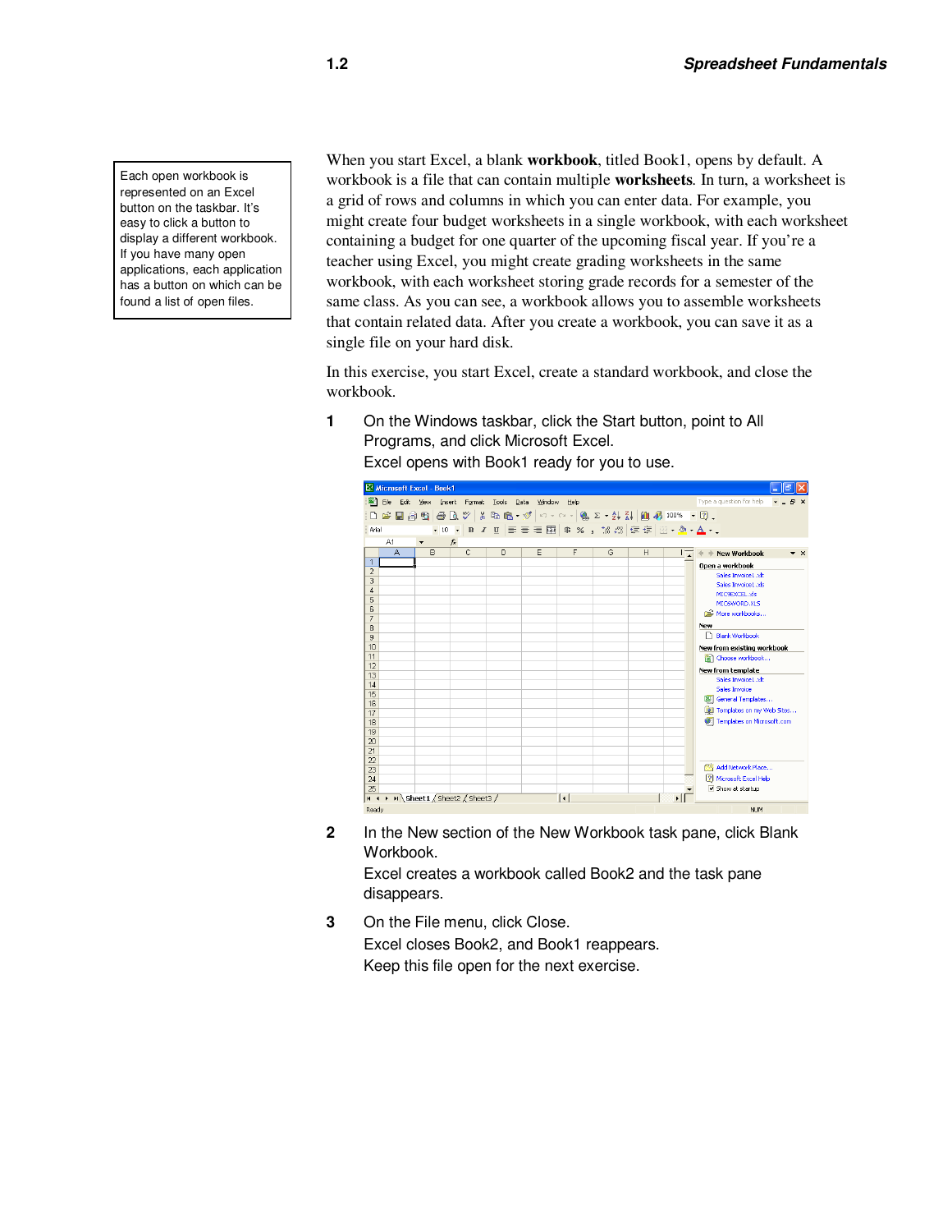> Each open workbook is represented on an Excel button on the taskbar. It's easy to click a button to display a different workbook. If you have many open applications, each application has a button on which can be found a list of open files.

When you start Excel, a blank **workbook**, titled Book1, opens by default. A workbook is a file that can contain multiple **worksheets**. In turn, a worksheet is a grid of rows and columns in which you can enter data. For example, you might create four budget worksheets in a single workbook, with each worksheet containing a budget for one quarter of the upcoming fiscal year. If you're a teacher using Excel, you might create grading worksheets in the same workbook, with each worksheet storing grade records for a semester of the same class. As you can see, a workbook allows you to assemble worksheets that contain related data. After you create a workbook, you can save it as a single file on your hard disk.

In this exercise, you start Excel, create a standard workbook, and close the workbook.

**1** On the Windows taskbar, click the Start button, point to All Programs, and click Microsoft Excel.
Excel opens with Book1 ready for you to use.

**2** In the New section of the New Workbook task pane, click Blank Workbook.
Excel creates a workbook called Book2 and the task pane disappears.

**3** On the File menu, click Close.
Excel closes Book2, and Book1 reappears.
Keep this file open for the next exercise.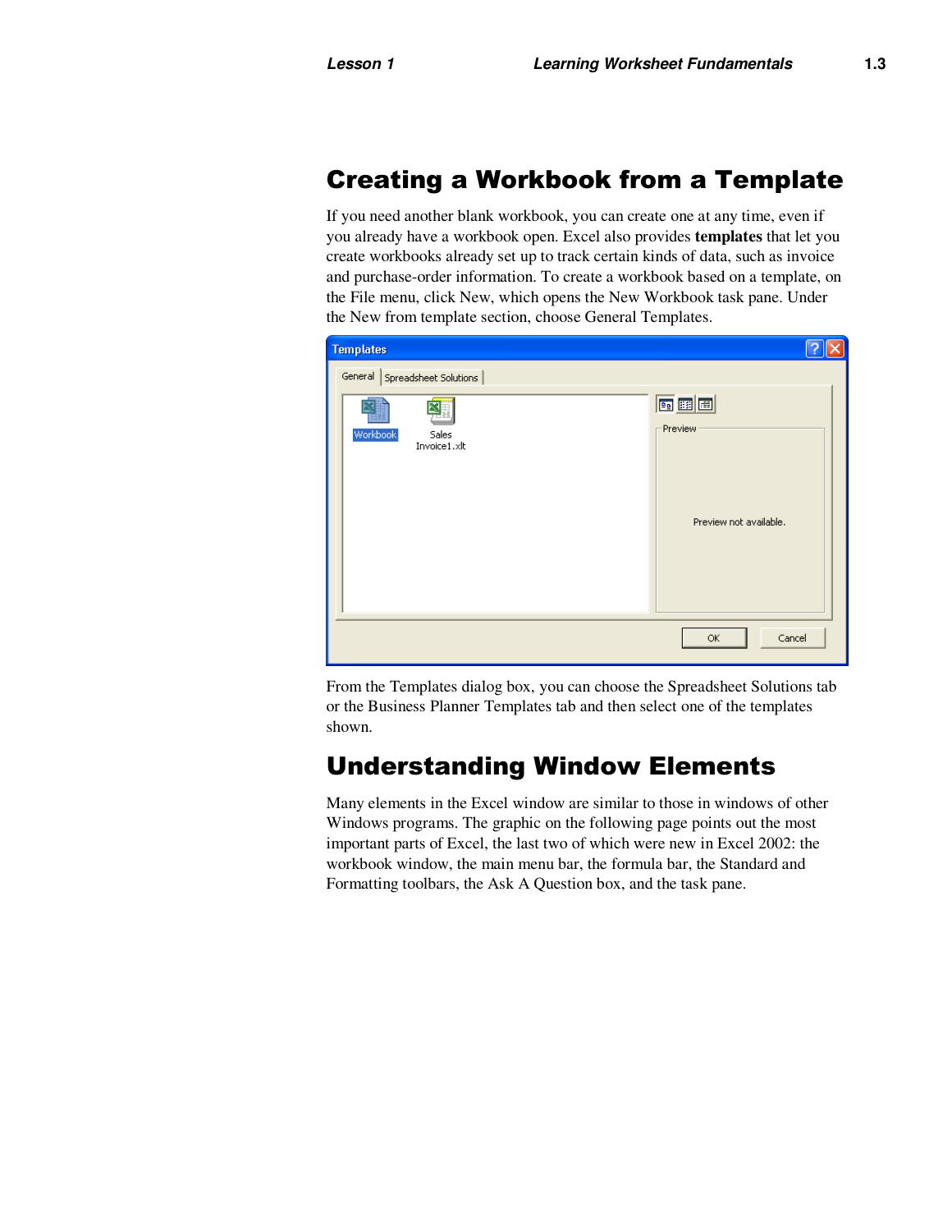# Creating a Workbook from a Template

If you need another blank workbook, you can create one at any time, even if you already have a workbook open. Excel also provides **templates** that let you create workbooks already set up to track certain kinds of data, such as invoice and purchase-order information. To create a workbook based on a template, on the File menu, click New, which opens the New Workbook task pane. Under the New from template section, choose General Templates.

From the Templates dialog box, you can choose the Spreadsheet Solutions tab or the Business Planner Templates tab and then select one of the templates shown.

# Understanding Window Elements

Many elements in the Excel window are similar to those in windows of other Windows programs. The graphic on the following page points out the most important parts of Excel, the last two of which were new in Excel 2002: the workbook window, the main menu bar, the formula bar, the Standard and Formatting toolbars, the Ask A Question box, and the task pane.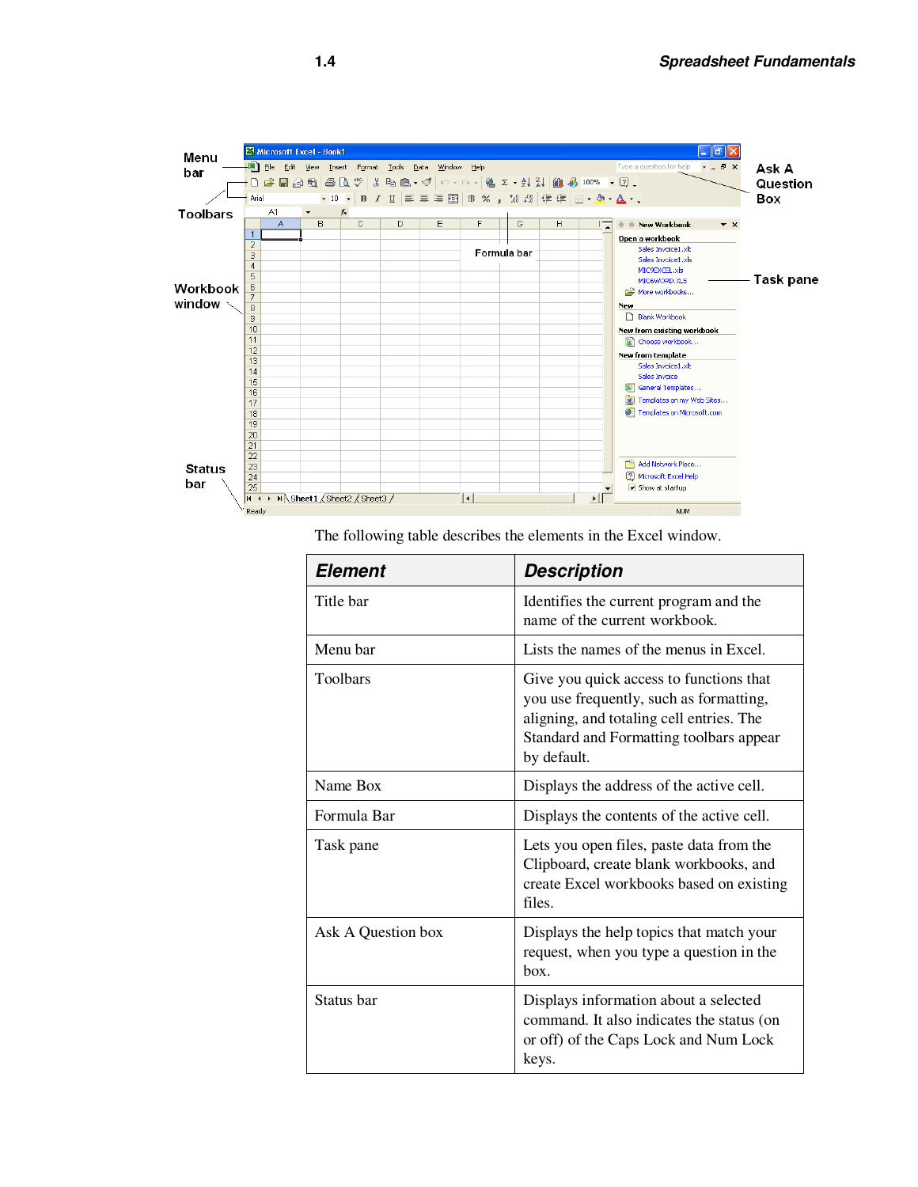The following table describes the elements in the Excel window.

| Element | Description |
|---|---|
| Title bar | Identifies the current program and the name of the current workbook. |
| Menu bar | Lists the names of the menus in Excel. |
| Toolbars | Give you quick access to functions that you use frequently, such as formatting, aligning, and totaling cell entries. The Standard and Formatting toolbars appear by default. |
| Name Box | Displays the address of the active cell. |
| Formula Bar | Displays the contents of the active cell. |
| Task pane | Lets you open files, paste data from the Clipboard, create blank workbooks, and create Excel workbooks based on existing files. |
| Ask A Question box | Displays the help topics that match your request, when you type a question in the box. |
| Status bar | Displays information about a selected command. It also indicates the status (on or off) of the Caps Lock and Num Lock keys. |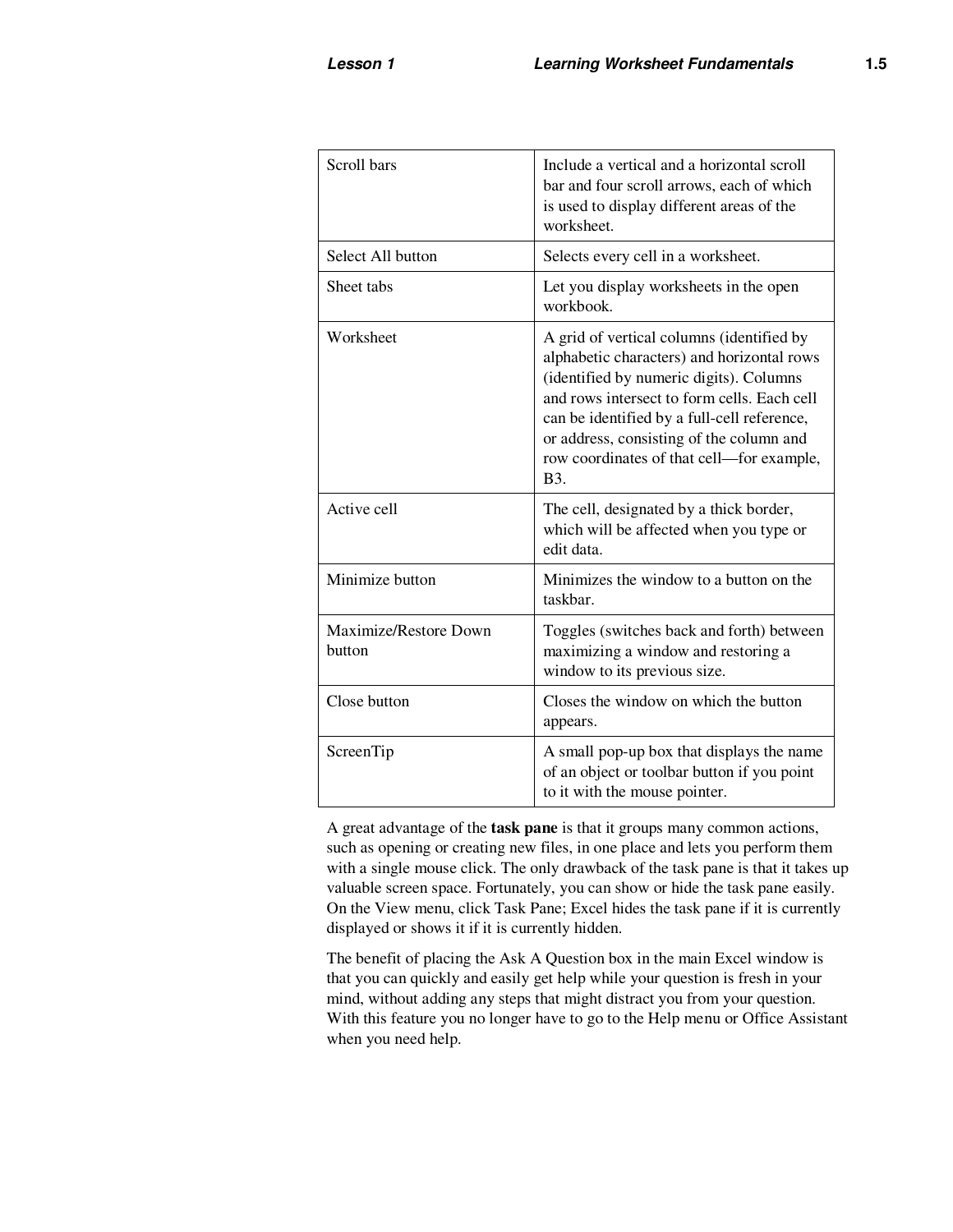| | |
|---|---|
| Scroll bars | Include a vertical and a horizontal scroll bar and four scroll arrows, each of which is used to display different areas of the worksheet. |
| Select All button | Selects every cell in a worksheet. |
| Sheet tabs | Let you display worksheets in the open workbook. |
| Worksheet | A grid of vertical columns (identified by alphabetic characters) and horizontal rows (identified by numeric digits). Columns and rows intersect to form cells. Each cell can be identified by a full-cell reference, or address, consisting of the column and row coordinates of that cell—for example, B3. |
| Active cell | The cell, designated by a thick border, which will be affected when you type or edit data. |
| Minimize button | Minimizes the window to a button on the taskbar. |
| Maximize/Restore Down button | Toggles (switches back and forth) between maximizing a window and restoring a window to its previous size. |
| Close button | Closes the window on which the button appears. |
| ScreenTip | A small pop-up box that displays the name of an object or toolbar button if you point to it with the mouse pointer. |

A great advantage of the **task pane** is that it groups many common actions, such as opening or creating new files, in one place and lets you perform them with a single mouse click. The only drawback of the task pane is that it takes up valuable screen space. Fortunately, you can show or hide the task pane easily. On the View menu, click Task Pane; Excel hides the task pane if it is currently displayed or shows it if it is currently hidden.

The benefit of placing the Ask A Question box in the main Excel window is that you can quickly and easily get help while your question is fresh in your mind, without adding any steps that might distract you from your question. With this feature you no longer have to go to the Help menu or Office Assistant when you need help.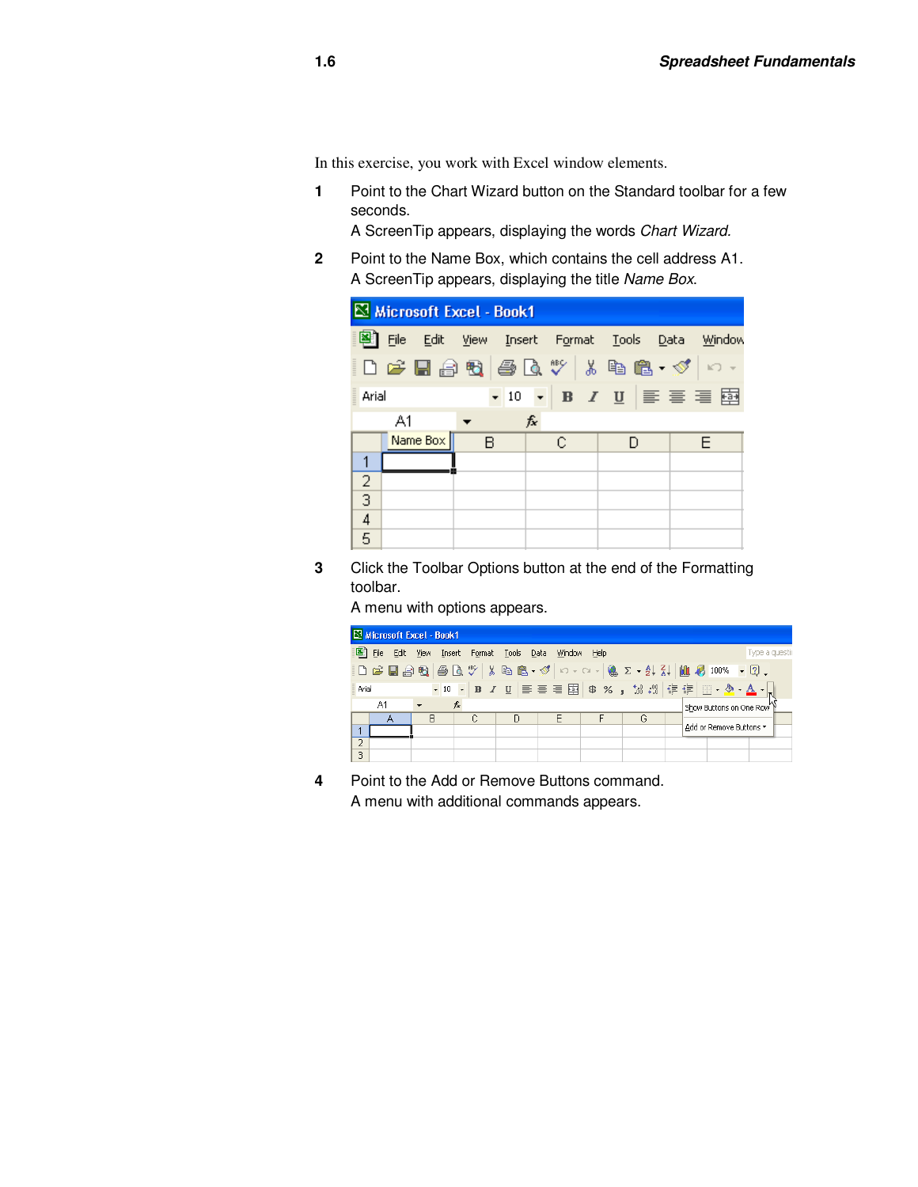In this exercise, you work with Excel window elements.

1. Point to the Chart Wizard button on the Standard toolbar for a few seconds.
   A ScreenTip appears, displaying the words *Chart Wizard.*
2. Point to the Name Box, which contains the cell address A1.
   A ScreenTip appears, displaying the title *Name Box*.
3. Click the Toolbar Options button at the end of the Formatting toolbar.
   A menu with options appears.
4. Point to the Add or Remove Buttons command.
   A menu with additional commands appears.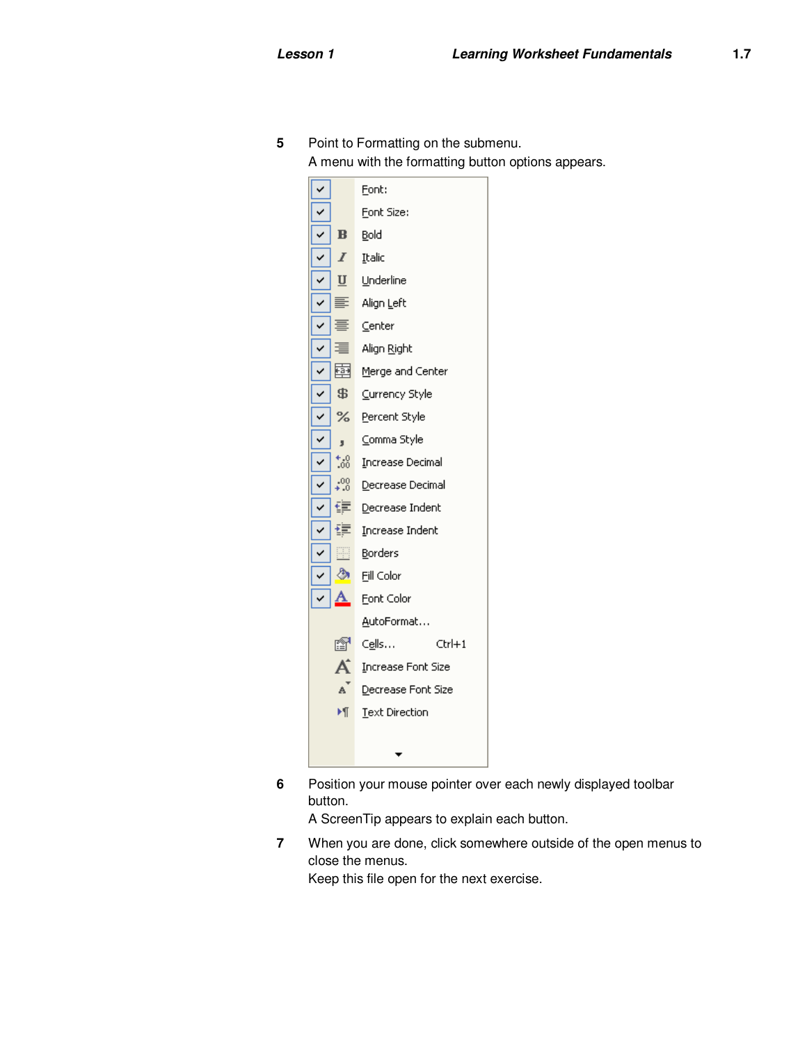5 Point to Formatting on the submenu.

A menu with the formatting button options appears.

- ✓ Font:
- ✓ Font Size:
- ✓ Bold
- ✓ Italic
- ✓ Underline
- ✓ Align Left
- ✓ Center
- ✓ Align Right
- ✓ Merge and Center
- ✓ Currency Style
- ✓ Percent Style
- ✓ Comma Style
- ✓ Increase Decimal
- ✓ Decrease Decimal
- ✓ Decrease Indent
- ✓ Increase Indent
- ✓ Borders
- ✓ Fill Color
- ✓ Font Color
- AutoFormat...
- Cells... Ctrl+1
- Increase Font Size
- Decrease Font Size
- Text Direction

6 Position your mouse pointer over each newly displayed toolbar button.

A ScreenTip appears to explain each button.

7 When you are done, click somewhere outside of the open menus to close the menus.

Keep this file open for the next exercise.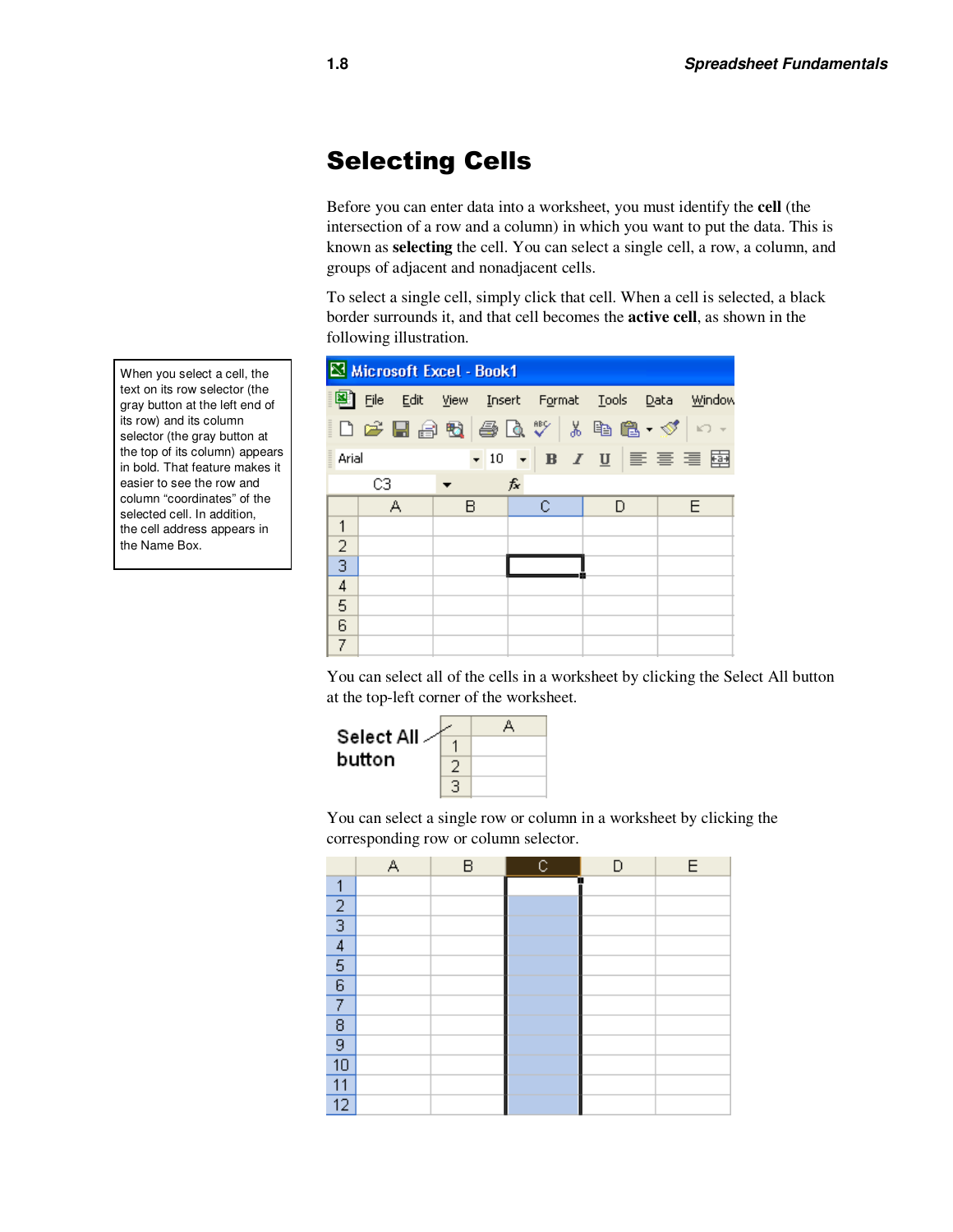# Selecting Cells

Before you can enter data into a worksheet, you must identify the **cell** (the intersection of a row and a column) in which you want to put the data. This is known as **selecting** the cell. You can select a single cell, a row, a column, and groups of adjacent and nonadjacent cells.

To select a single cell, simply click that cell. When a cell is selected, a black border surrounds it, and that cell becomes the **active cell**, as shown in the following illustration.

When you select a cell, the text on its row selector (the gray button at the left end of its row) and its column selector (the gray button at the top of its column) appears in bold. That feature makes it easier to see the row and column "coordinates" of the selected cell. In addition, the cell address appears in the Name Box.

You can select all of the cells in a worksheet by clicking the Select All button at the top-left corner of the worksheet.

You can select a single row or column in a worksheet by clicking the corresponding row or column selector.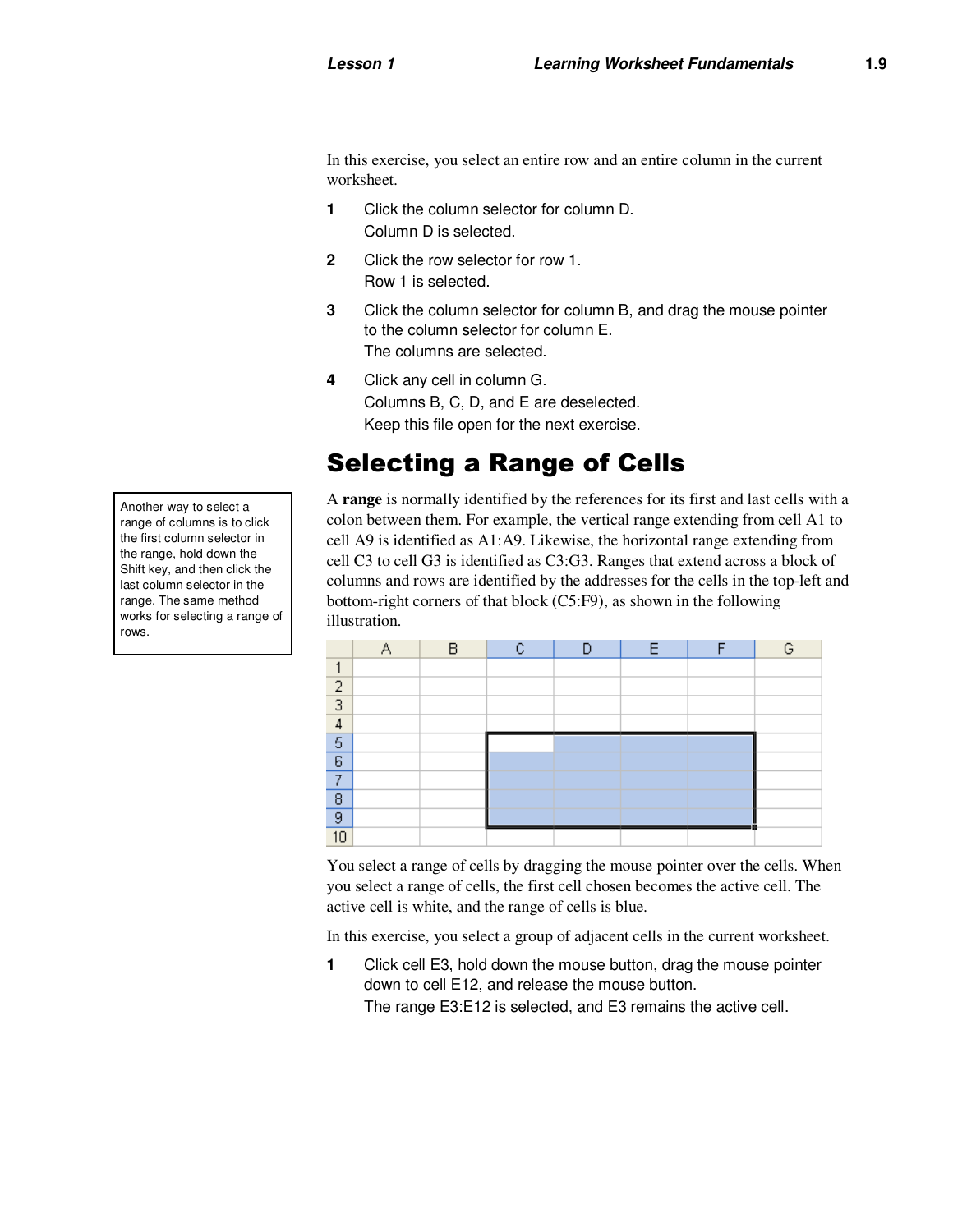In this exercise, you select an entire row and an entire column in the current worksheet.

1. Click the column selector for column D.
   Column D is selected.
2. Click the row selector for row 1.
   Row 1 is selected.
3. Click the column selector for column B, and drag the mouse pointer to the column selector for column E.
   The columns are selected.
4. Click any cell in column G.
   Columns B, C, D, and E are deselected.
   Keep this file open for the next exercise.

## Selecting a Range of Cells

> Another way to select a range of columns is to click the first column selector in the range, hold down the Shift key, and then click the last column selector in the range. The same method works for selecting a range of rows.

A **range** is normally identified by the references for its first and last cells with a colon between them. For example, the vertical range extending from cell A1 to cell A9 is identified as A1:A9. Likewise, the horizontal range extending from cell C3 to cell G3 is identified as C3:G3. Ranges that extend across a block of columns and rows are identified by the addresses for the cells in the top-left and bottom-right corners of that block (C5:F9), as shown in the following illustration.

You select a range of cells by dragging the mouse pointer over the cells. When you select a range of cells, the first cell chosen becomes the active cell. The active cell is white, and the range of cells is blue.

In this exercise, you select a group of adjacent cells in the current worksheet.

1. Click cell E3, hold down the mouse button, drag the mouse pointer down to cell E12, and release the mouse button.
   The range E3:E12 is selected, and E3 remains the active cell.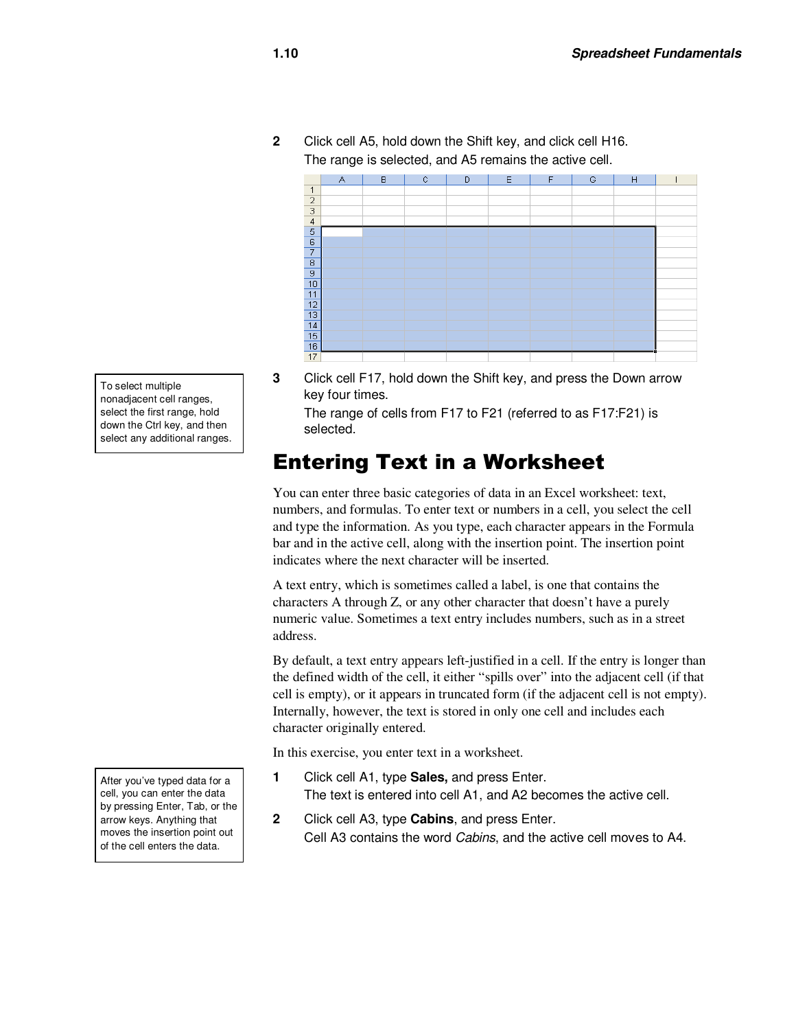2 Click cell A5, hold down the Shift key, and click cell H16.
The range is selected, and A5 remains the active cell.

3 Click cell F17, hold down the Shift key, and press the Down arrow key four times.
The range of cells from F17 to F21 (referred to as F17:F21) is selected.

> To select multiple nonadjacent cell ranges, select the first range, hold down the Ctrl key, and then select any additional ranges.

## Entering Text in a Worksheet

You can enter three basic categories of data in an Excel worksheet: text, numbers, and formulas. To enter text or numbers in a cell, you select the cell and type the information. As you type, each character appears in the Formula bar and in the active cell, along with the insertion point. The insertion point indicates where the next character will be inserted.

A text entry, which is sometimes called a label, is one that contains the characters A through Z, or any other character that doesn't have a purely numeric value. Sometimes a text entry includes numbers, such as in a street address.

By default, a text entry appears left-justified in a cell. If the entry is longer than the defined width of the cell, it either "spills over" into the adjacent cell (if that cell is empty), or it appears in truncated form (if the adjacent cell is not empty). Internally, however, the text is stored in only one cell and includes each character originally entered.

In this exercise, you enter text in a worksheet.

> After you've typed data for a cell, you can enter the data by pressing Enter, Tab, or the arrow keys. Anything that moves the insertion point out of the cell enters the data.

1 Click cell A1, type **Sales,** and press Enter.
The text is entered into cell A1, and A2 becomes the active cell.

2 Click cell A3, type **Cabins**, and press Enter.
Cell A3 contains the word *Cabins*, and the active cell moves to A4.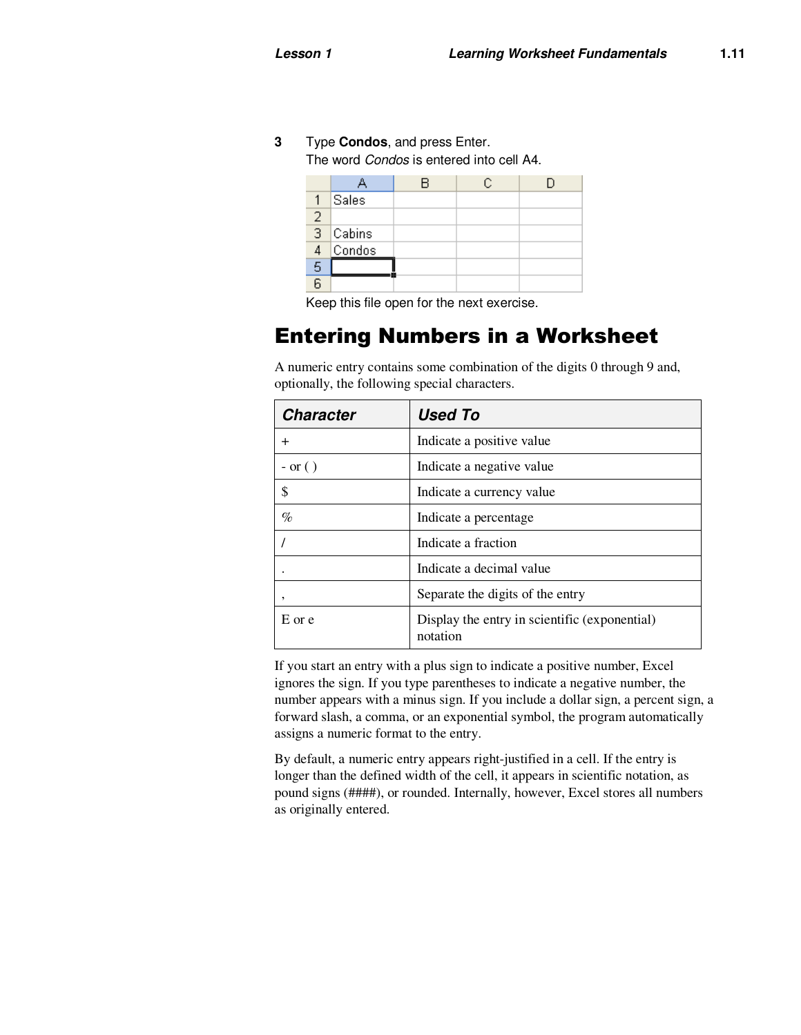**3** Type **Condos**, and press Enter.

The word *Condos* is entered into cell A4.

| | A | B | C | D |
|---|---|---|---|---|
| 1 | Sales | | | |
| 2 | | | | |
| 3 | Cabins | | | |
| 4 | Condos | | | |
| 5 | | | | |
| 6 | | | | |

Keep this file open for the next exercise.

# Entering Numbers in a Worksheet

A numeric entry contains some combination of the digits 0 through 9 and, optionally, the following special characters.

| Character | Used To |
|---|---|
| + | Indicate a positive value |
| - or ( ) | Indicate a negative value |
| $ | Indicate a currency value |
| % | Indicate a percentage |
| / | Indicate a fraction |
| . | Indicate a decimal value |
| , | Separate the digits of the entry |
| E or e | Display the entry in scientific (exponential) notation |

If you start an entry with a plus sign to indicate a positive number, Excel ignores the sign. If you type parentheses to indicate a negative number, the number appears with a minus sign. If you include a dollar sign, a percent sign, a forward slash, a comma, or an exponential symbol, the program automatically assigns a numeric format to the entry.

By default, a numeric entry appears right-justified in a cell. If the entry is longer than the defined width of the cell, it appears in scientific notation, as pound signs (####), or rounded. Internally, however, Excel stores all numbers as originally entered.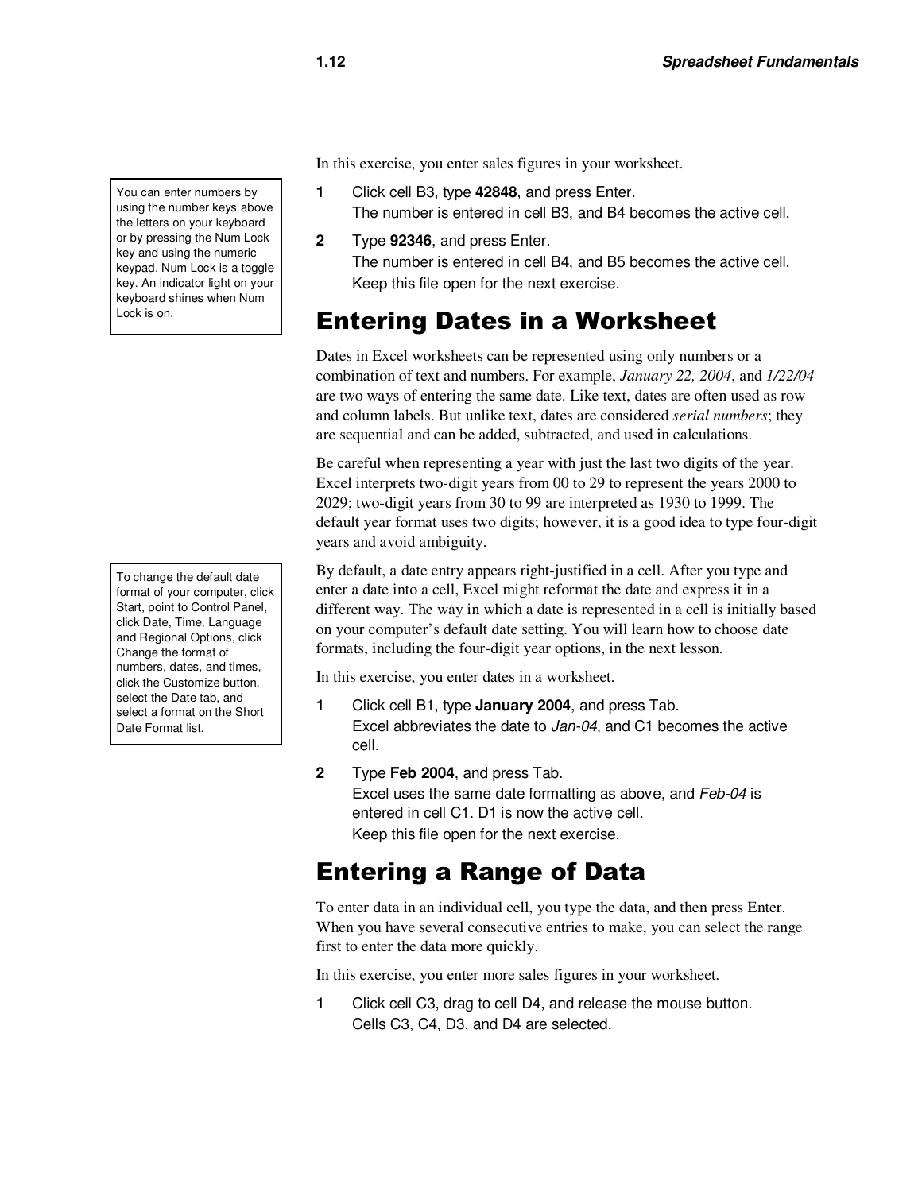In this exercise, you enter sales figures in your worksheet.

> You can enter numbers by using the number keys above the letters on your keyboard or by pressing the Num Lock key and using the numeric keypad. Num Lock is a toggle key. An indicator light on your keyboard shines when Num Lock is on.

1. Click cell B3, type **42848**, and press Enter.
   The number is entered in cell B3, and B4 becomes the active cell.
2. Type **92346**, and press Enter.
   The number is entered in cell B4, and B5 becomes the active cell.
   Keep this file open for the next exercise.

# Entering Dates in a Worksheet

Dates in Excel worksheets can be represented using only numbers or a combination of text and numbers. For example, *January 22, 2004*, and *1/22/04* are two ways of entering the same date. Like text, dates are often used as row and column labels. But unlike text, dates are considered *serial numbers*; they are sequential and can be added, subtracted, and used in calculations.

Be careful when representing a year with just the last two digits of the year. Excel interprets two-digit years from 00 to 29 to represent the years 2000 to 2029; two-digit years from 30 to 99 are interpreted as 1930 to 1999. The default year format uses two digits; however, it is a good idea to type four-digit years and avoid ambiguity.

> To change the default date format of your computer, click Start, point to Control Panel, click Date, Time, Language and Regional Options, click Change the format of numbers, dates, and times, click the Customize button, select the Date tab, and select a format on the Short Date Format list.

By default, a date entry appears right-justified in a cell. After you type and enter a date into a cell, Excel might reformat the date and express it in a different way. The way in which a date is represented in a cell is initially based on your computer's default date setting. You will learn how to choose date formats, including the four-digit year options, in the next lesson.

In this exercise, you enter dates in a worksheet.

1. Click cell B1, type **January 2004**, and press Tab.
   Excel abbreviates the date to *Jan-04*, and C1 becomes the active cell.
2. Type **Feb 2004**, and press Tab.
   Excel uses the same date formatting as above, and *Feb-04* is entered in cell C1. D1 is now the active cell.
   Keep this file open for the next exercise.

# Entering a Range of Data

To enter data in an individual cell, you type the data, and then press Enter. When you have several consecutive entries to make, you can select the range first to enter the data more quickly.

In this exercise, you enter more sales figures in your worksheet.

1. Click cell C3, drag to cell D4, and release the mouse button.
   Cells C3, C4, D3, and D4 are selected.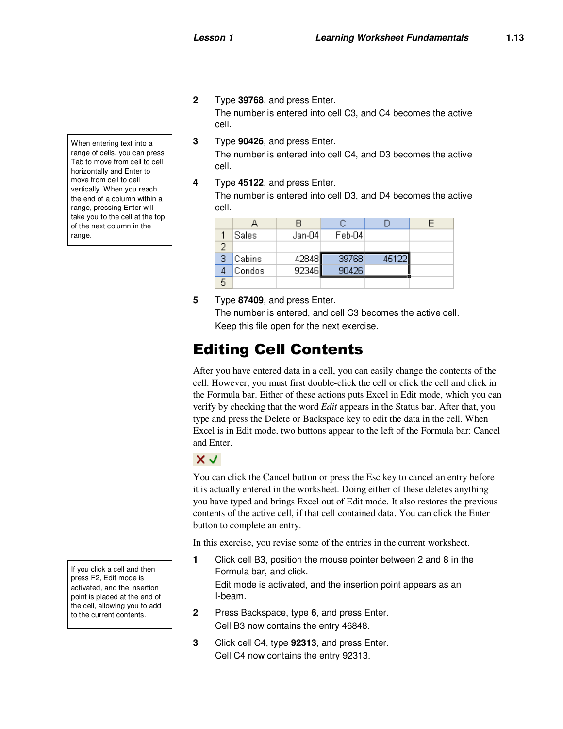2. Type **39768**, and press Enter.

   The number is entered into cell C3, and C4 becomes the active cell.

3. Type **90426**, and press Enter.

   The number is entered into cell C4, and D3 becomes the active cell.

4. Type **45122**, and press Enter.

   The number is entered into cell D3, and D4 becomes the active cell.

|  | A | B | C | D | E |
|---|---|---|---|---|---|
| 1 | Sales | Jan-04 | Feb-04 |  |  |
| 2 |  |  |  |  |  |
| 3 | Cabins | 42848 | 39768 | 45122 |  |
| 4 | Condos | 92346 | 90426 |  |  |
| 5 |  |  |  |  |  |

5. Type **87409**, and press Enter.

   The number is entered, and cell C3 becomes the active cell.

   Keep this file open for the next exercise.

When entering text into a range of cells, you can press Tab to move from cell to cell horizontally and Enter to move from cell to cell vertically. When you reach the end of a column within a range, pressing Enter will take you to the cell at the top of the next column in the range.

## Editing Cell Contents

After you have entered data in a cell, you can easily change the contents of the cell. However, you must first double-click the cell or click the cell and click in the Formula bar. Either of these actions puts Excel in Edit mode, which you can verify by checking that the word *Edit* appears in the Status bar. After that, you type and press the Delete or Backspace key to edit the data in the cell. When Excel is in Edit mode, two buttons appear to the left of the Formula bar: Cancel and Enter.

You can click the Cancel button or press the Esc key to cancel an entry before it is actually entered in the worksheet. Doing either of these deletes anything you have typed and brings Excel out of Edit mode. It also restores the previous contents of the active cell, if that cell contained data. You can click the Enter button to complete an entry.

In this exercise, you revise some of the entries in the current worksheet.

1. Click cell B3, position the mouse pointer between 2 and 8 in the Formula bar, and click.

   Edit mode is activated, and the insertion point appears as an I-beam.

2. Press Backspace, type **6**, and press Enter.

   Cell B3 now contains the entry 46848.

3. Click cell C4, type **92313**, and press Enter.

   Cell C4 now contains the entry 92313.

If you click a cell and then press F2, Edit mode is activated, and the insertion point is placed at the end of the cell, allowing you to add to the current contents.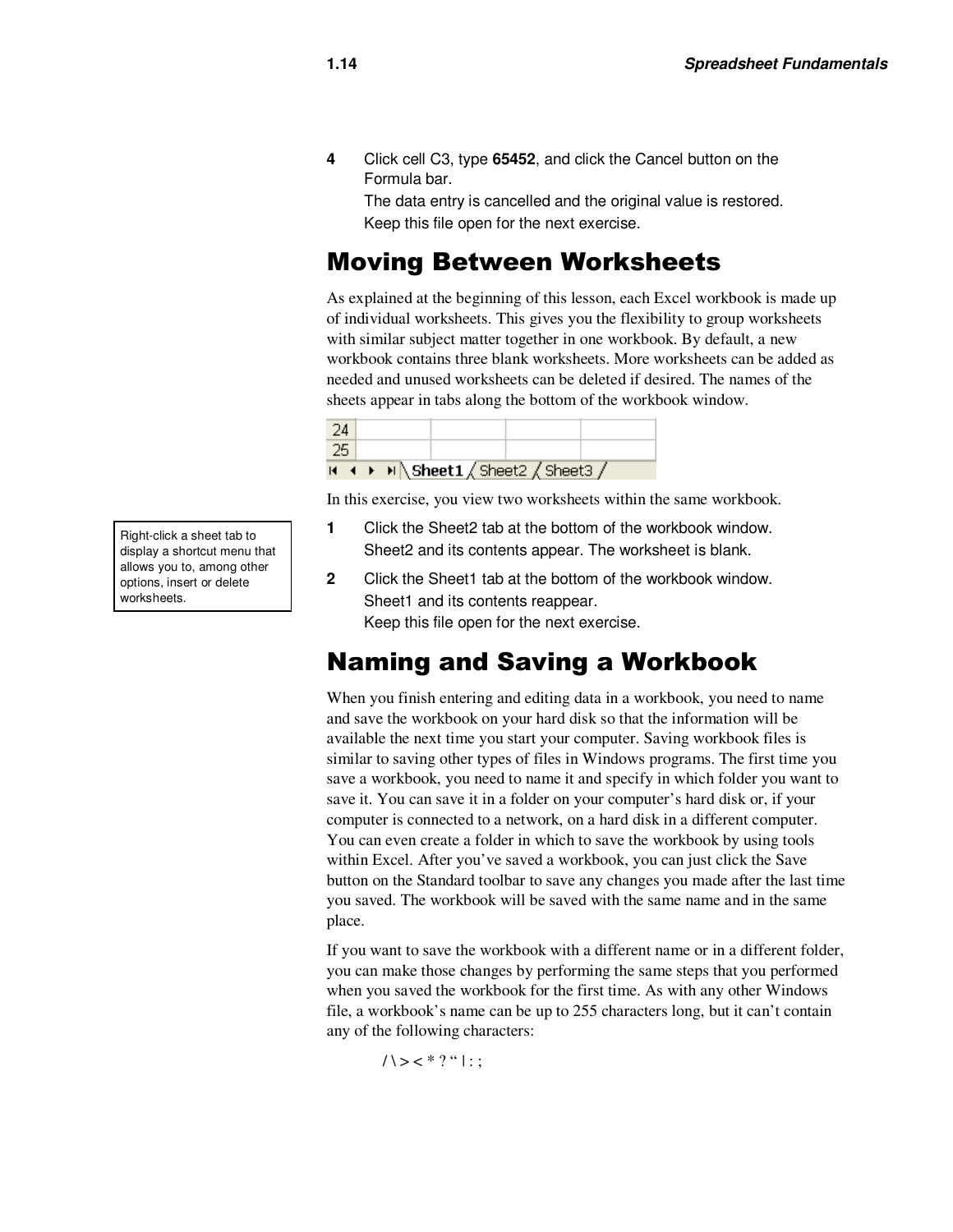4 Click cell C3, type **65452**, and click the Cancel button on the Formula bar.

The data entry is cancelled and the original value is restored.

Keep this file open for the next exercise.

## Moving Between Worksheets

As explained at the beginning of this lesson, each Excel workbook is made up of individual worksheets. This gives you the flexibility to group worksheets with similar subject matter together in one workbook. By default, a new workbook contains three blank worksheets. More worksheets can be added as needed and unused worksheets can be deleted if desired. The names of the sheets appear in tabs along the bottom of the workbook window.

In this exercise, you view two worksheets within the same workbook.

> Right-click a sheet tab to display a shortcut menu that allows you to, among other options, insert or delete worksheets.

1 Click the Sheet2 tab at the bottom of the workbook window.

Sheet2 and its contents appear. The worksheet is blank.

2 Click the Sheet1 tab at the bottom of the workbook window.

Sheet1 and its contents reappear.

Keep this file open for the next exercise.

## Naming and Saving a Workbook

When you finish entering and editing data in a workbook, you need to name and save the workbook on your hard disk so that the information will be available the next time you start your computer. Saving workbook files is similar to saving other types of files in Windows programs. The first time you save a workbook, you need to name it and specify in which folder you want to save it. You can save it in a folder on your computer's hard disk or, if your computer is connected to a network, on a hard disk in a different computer. You can even create a folder in which to save the workbook by using tools within Excel. After you've saved a workbook, you can just click the Save button on the Standard toolbar to save any changes you made after the last time you saved. The workbook will be saved with the same name and in the same place.

If you want to save the workbook with a different name or in a different folder, you can make those changes by performing the same steps that you performed when you saved the workbook for the first time. As with any other Windows file, a workbook's name can be up to 255 characters long, but it can't contain any of the following characters:

/ \ > < * ? " | : ;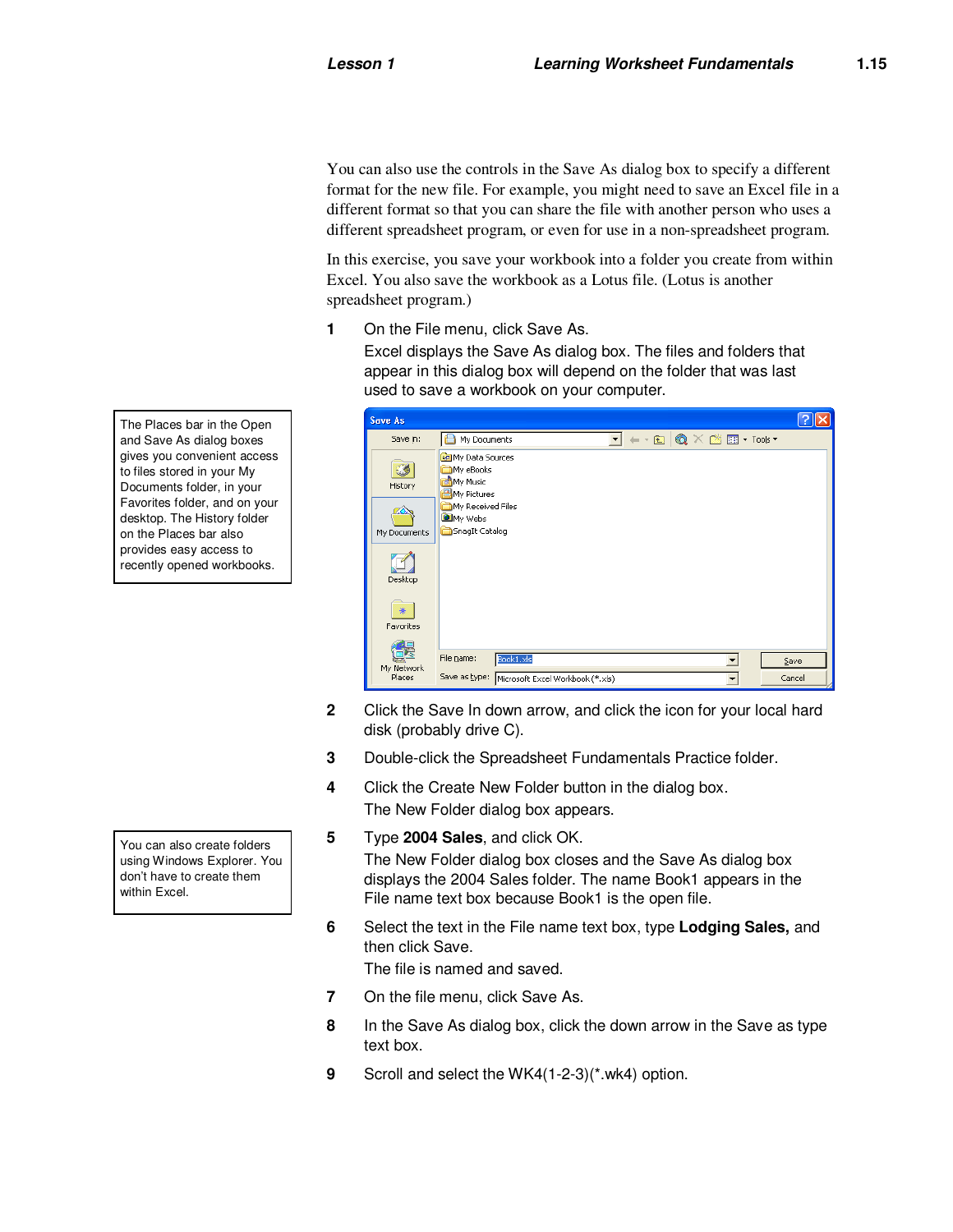You can also use the controls in the Save As dialog box to specify a different format for the new file. For example, you might need to save an Excel file in a different format so that you can share the file with another person who uses a different spreadsheet program, or even for use in a non-spreadsheet program.

In this exercise, you save your workbook into a folder you create from within Excel. You also save the workbook as a Lotus file. (Lotus is another spreadsheet program.)

1. On the File menu, click Save As.
   Excel displays the Save As dialog box. The files and folders that appear in this dialog box will depend on the folder that was last used to save a workbook on your computer.

> The Places bar in the Open and Save As dialog boxes gives you convenient access to files stored in your My Documents folder, in your Favorites folder, and on your desktop. The History folder on the Places bar also provides easy access to recently opened workbooks.

2. Click the Save In down arrow, and click the icon for your local hard disk (probably drive C).
3. Double-click the Spreadsheet Fundamentals Practice folder.
4. Click the Create New Folder button in the dialog box.
   The New Folder dialog box appears.
5. Type **2004 Sales**, and click OK.
   The New Folder dialog box closes and the Save As dialog box displays the 2004 Sales folder. The name Book1 appears in the File name text box because Book1 is the open file.

> You can also create folders using Windows Explorer. You don't have to create them within Excel.

6. Select the text in the File name text box, type **Lodging Sales,** and then click Save.
   The file is named and saved.
7. On the file menu, click Save As.
8. In the Save As dialog box, click the down arrow in the Save as type text box.
9. Scroll and select the WK4(1-2-3)(*.wk4) option.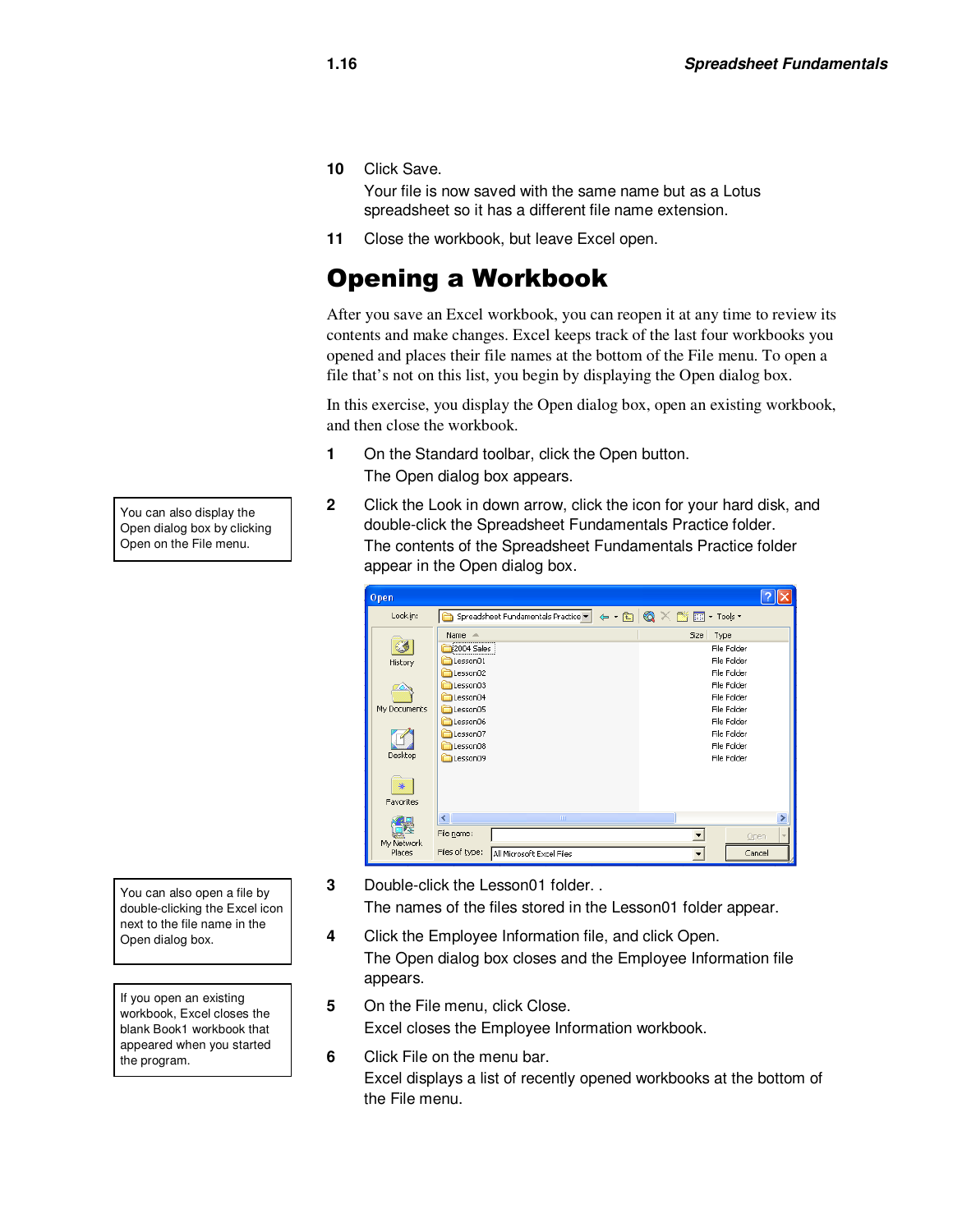10 Click Save.
Your file is now saved with the same name but as a Lotus spreadsheet so it has a different file name extension.

11 Close the workbook, but leave Excel open.

## Opening a Workbook

After you save an Excel workbook, you can reopen it at any time to review its contents and make changes. Excel keeps track of the last four workbooks you opened and places their file names at the bottom of the File menu. To open a file that's not on this list, you begin by displaying the Open dialog box.

In this exercise, you display the Open dialog box, open an existing workbook, and then close the workbook.

1 On the Standard toolbar, click the Open button.
The Open dialog box appears.

> You can also display the Open dialog box by clicking Open on the File menu.

2 Click the Look in down arrow, click the icon for your hard disk, and double-click the Spreadsheet Fundamentals Practice folder.
The contents of the Spreadsheet Fundamentals Practice folder appear in the Open dialog box.

3 Double-click the Lesson01 folder. .
The names of the files stored in the Lesson01 folder appear.

> You can also open a file by double-clicking the Excel icon next to the file name in the Open dialog box.

4 Click the Employee Information file, and click Open.
The Open dialog box closes and the Employee Information file appears.

> If you open an existing workbook, Excel closes the blank Book1 workbook that appeared when you started the program.

5 On the File menu, click Close.
Excel closes the Employee Information workbook.

6 Click File on the menu bar.
Excel displays a list of recently opened workbooks at the bottom of the File menu.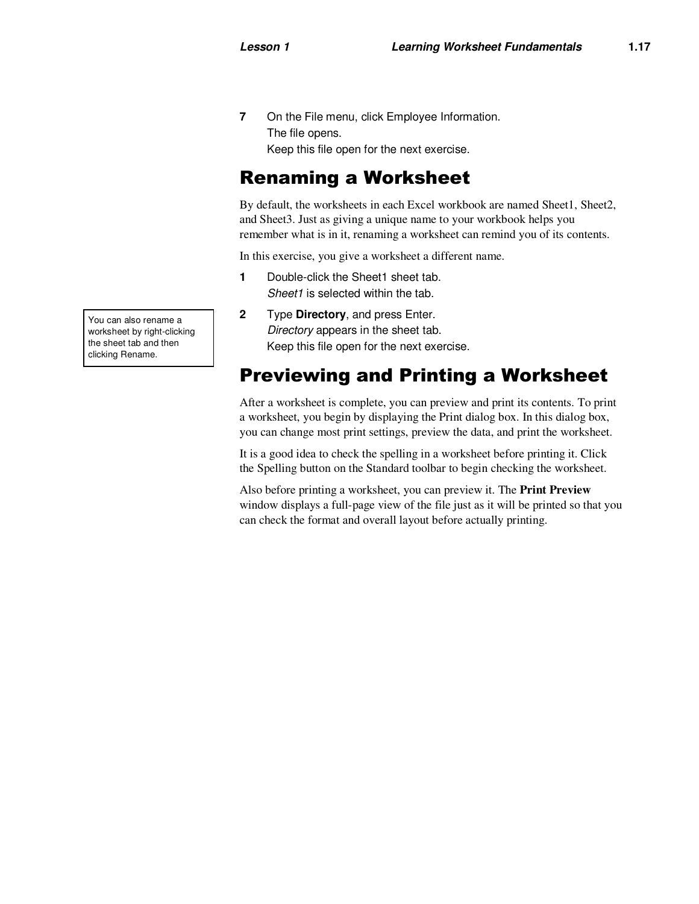7 On the File menu, click Employee Information.
The file opens.
Keep this file open for the next exercise.

## Renaming a Worksheet

By default, the worksheets in each Excel workbook are named Sheet1, Sheet2, and Sheet3. Just as giving a unique name to your workbook helps you remember what is in it, renaming a worksheet can remind you of its contents.

In this exercise, you give a worksheet a different name.

1 Double-click the Sheet1 sheet tab.
*Sheet1* is selected within the tab.

2 Type **Directory**, and press Enter.
*Directory* appears in the sheet tab.
Keep this file open for the next exercise.

> You can also rename a worksheet by right-clicking the sheet tab and then clicking Rename.

## Previewing and Printing a Worksheet

After a worksheet is complete, you can preview and print its contents. To print a worksheet, you begin by displaying the Print dialog box. In this dialog box, you can change most print settings, preview the data, and print the worksheet.

It is a good idea to check the spelling in a worksheet before printing it. Click the Spelling button on the Standard toolbar to begin checking the worksheet.

Also before printing a worksheet, you can preview it. The **Print Preview** window displays a full-page view of the file just as it will be printed so that you can check the format and overall layout before actually printing.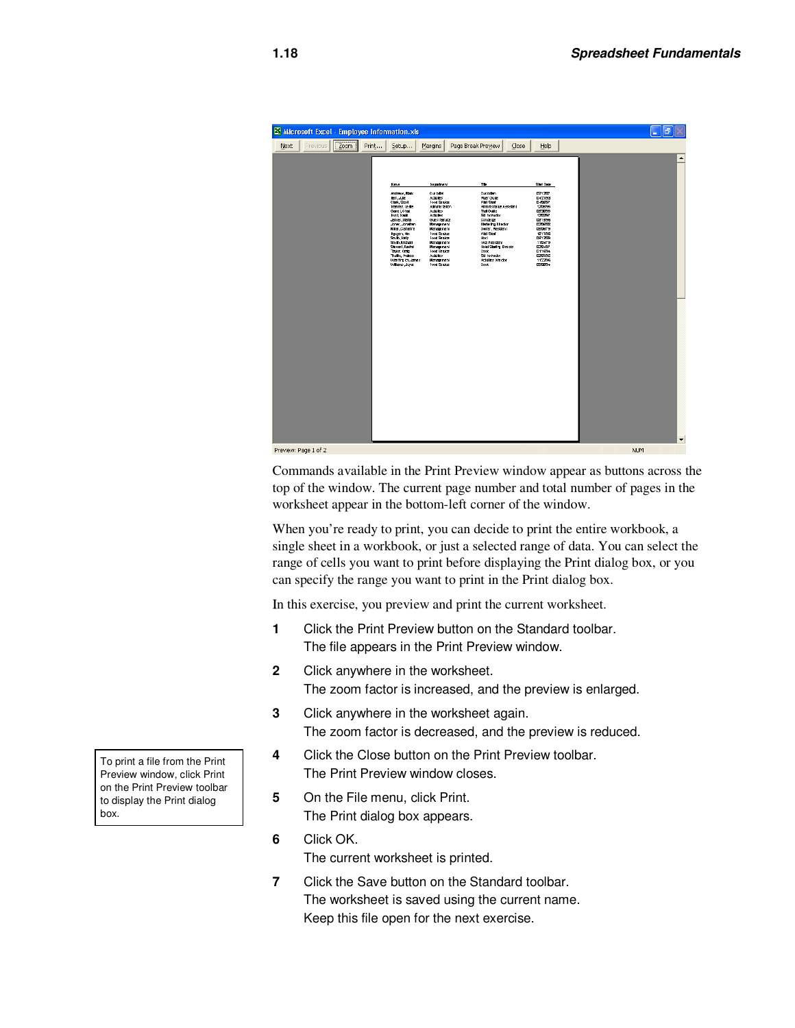Commands available in the Print Preview window appear as buttons across the top of the window. The current page number and total number of pages in the worksheet appear in the bottom-left corner of the window.

When you're ready to print, you can decide to print the entire workbook, a single sheet in a workbook, or just a selected range of data. You can select the range of cells you want to print before displaying the Print dialog box, or you can specify the range you want to print in the Print dialog box.

In this exercise, you preview and print the current worksheet.

1. Click the Print Preview button on the Standard toolbar.
   The file appears in the Print Preview window.
2. Click anywhere in the worksheet.
   The zoom factor is increased, and the preview is enlarged.
3. Click anywhere in the worksheet again.
   The zoom factor is decreased, and the preview is reduced.
4. Click the Close button on the Print Preview toolbar.
   The Print Preview window closes.
5. On the File menu, click Print.
   The Print dialog box appears.
6. Click OK.
   The current worksheet is printed.
7. Click the Save button on the Standard toolbar.
   The worksheet is saved using the current name.
   Keep this file open for the next exercise.

To print a file from the Print Preview window, click Print on the Print Preview toolbar to display the Print dialog box.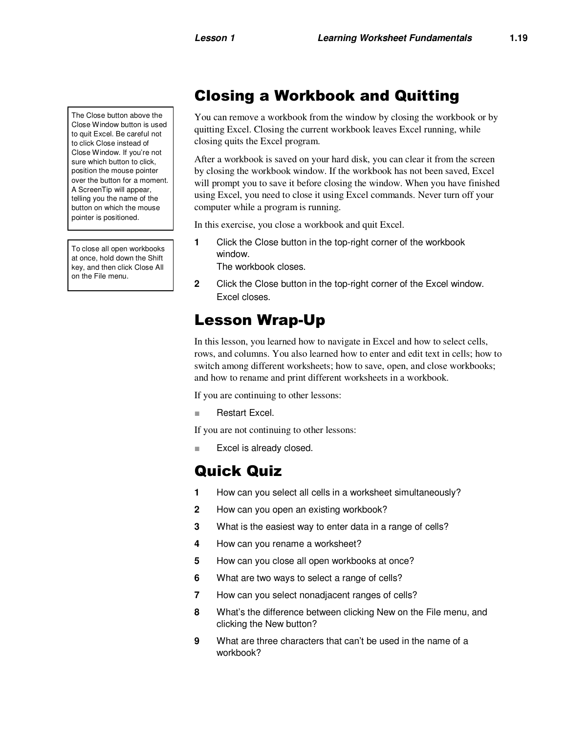## Closing a Workbook and Quitting

> The Close button above the Close Window button is used to quit Excel. Be careful not to click Close instead of Close Window. If you're not sure which button to click, position the mouse pointer over the button for a moment. A ScreenTip will appear, telling you the name of the button on which the mouse pointer is positioned.

> To close all open workbooks at once, hold down the Shift key, and then click Close All on the File menu.

You can remove a workbook from the window by closing the workbook or by quitting Excel. Closing the current workbook leaves Excel running, while closing quits the Excel program.

After a workbook is saved on your hard disk, you can clear it from the screen by closing the workbook window. If the workbook has not been saved, Excel will prompt you to save it before closing the window. When you have finished using Excel, you need to close it using Excel commands. Never turn off your computer while a program is running.

In this exercise, you close a workbook and quit Excel.

1. Click the Close button in the top-right corner of the workbook window.
   The workbook closes.
2. Click the Close button in the top-right corner of the Excel window.
   Excel closes.

## Lesson Wrap-Up

In this lesson, you learned how to navigate in Excel and how to select cells, rows, and columns. You also learned how to enter and edit text in cells; how to switch among different worksheets; how to save, open, and close workbooks; and how to rename and print different worksheets in a workbook.

If you are continuing to other lessons:

- Restart Excel.

If you are not continuing to other lessons:

- Excel is already closed.

## Quick Quiz

1. How can you select all cells in a worksheet simultaneously?
2. How can you open an existing workbook?
3. What is the easiest way to enter data in a range of cells?
4. How can you rename a worksheet?
5. How can you close all open workbooks at once?
6. What are two ways to select a range of cells?
7. How can you select nonadjacent ranges of cells?
8. What's the difference between clicking New on the File menu, and clicking the New button?
9. What are three characters that can't be used in the name of a workbook?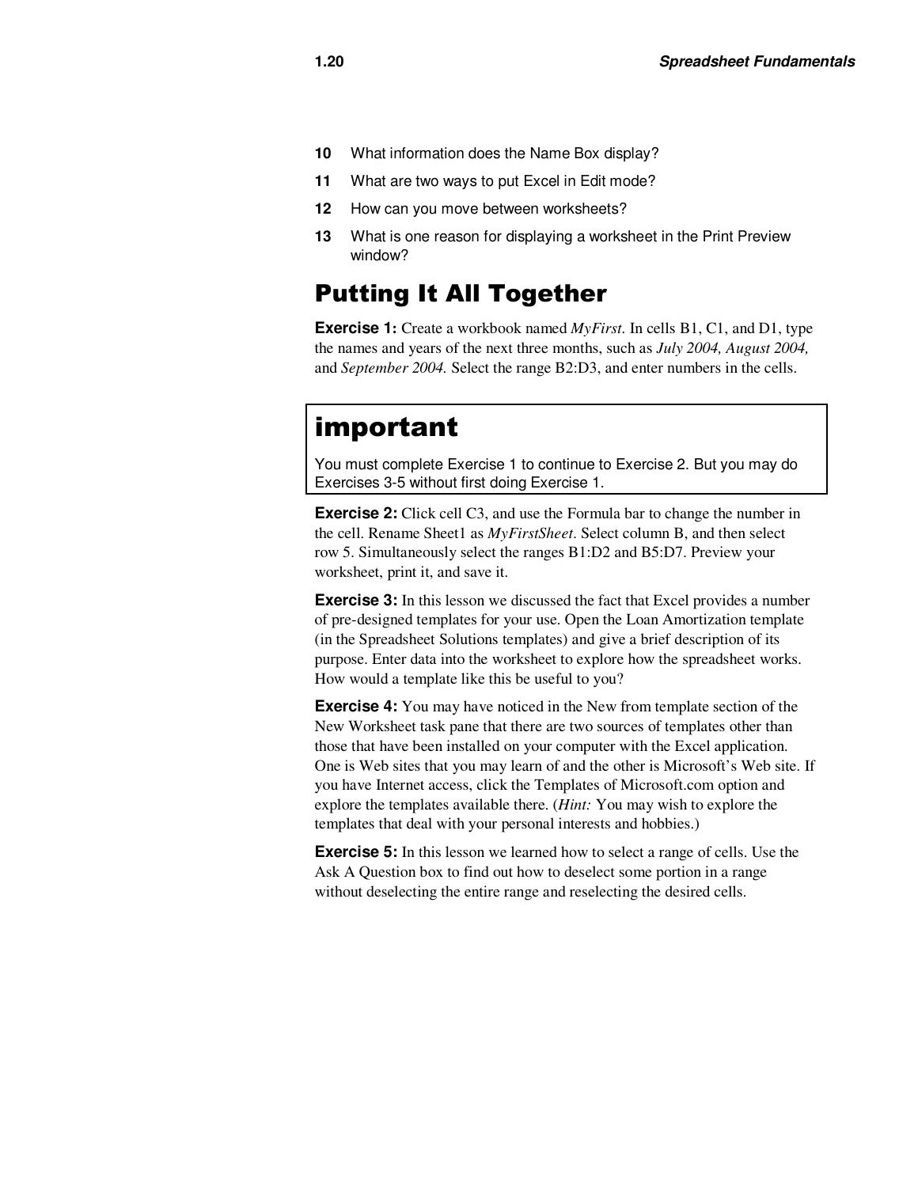**10** What information does the Name Box display?

**11** What are two ways to put Excel in Edit mode?

**12** How can you move between worksheets?

**13** What is one reason for displaying a worksheet in the Print Preview window?

## Putting It All Together

**Exercise 1:** Create a workbook named *MyFirst*. In cells B1, C1, and D1, type the names and years of the next three months, such as *July 2004, August 2004,* and *September 2004.* Select the range B2:D3, and enter numbers in the cells.

> **important**
>
> You must complete Exercise 1 to continue to Exercise 2. But you may do Exercises 3-5 without first doing Exercise 1.

**Exercise 2:** Click cell C3, and use the Formula bar to change the number in the cell. Rename Sheet1 as *MyFirstSheet*. Select column B, and then select row 5. Simultaneously select the ranges B1:D2 and B5:D7. Preview your worksheet, print it, and save it.

**Exercise 3:** In this lesson we discussed the fact that Excel provides a number of pre-designed templates for your use. Open the Loan Amortization template (in the Spreadsheet Solutions templates) and give a brief description of its purpose. Enter data into the worksheet to explore how the spreadsheet works. How would a template like this be useful to you?

**Exercise 4:** You may have noticed in the New from template section of the New Worksheet task pane that there are two sources of templates other than those that have been installed on your computer with the Excel application. One is Web sites that you may learn of and the other is Microsoft's Web site. If you have Internet access, click the Templates of Microsoft.com option and explore the templates available there. (*Hint:* You may wish to explore the templates that deal with your personal interests and hobbies.)

**Exercise 5:** In this lesson we learned how to select a range of cells. Use the Ask A Question box to find out how to deselect some portion in a range without deselecting the entire range and reselecting the desired cells.